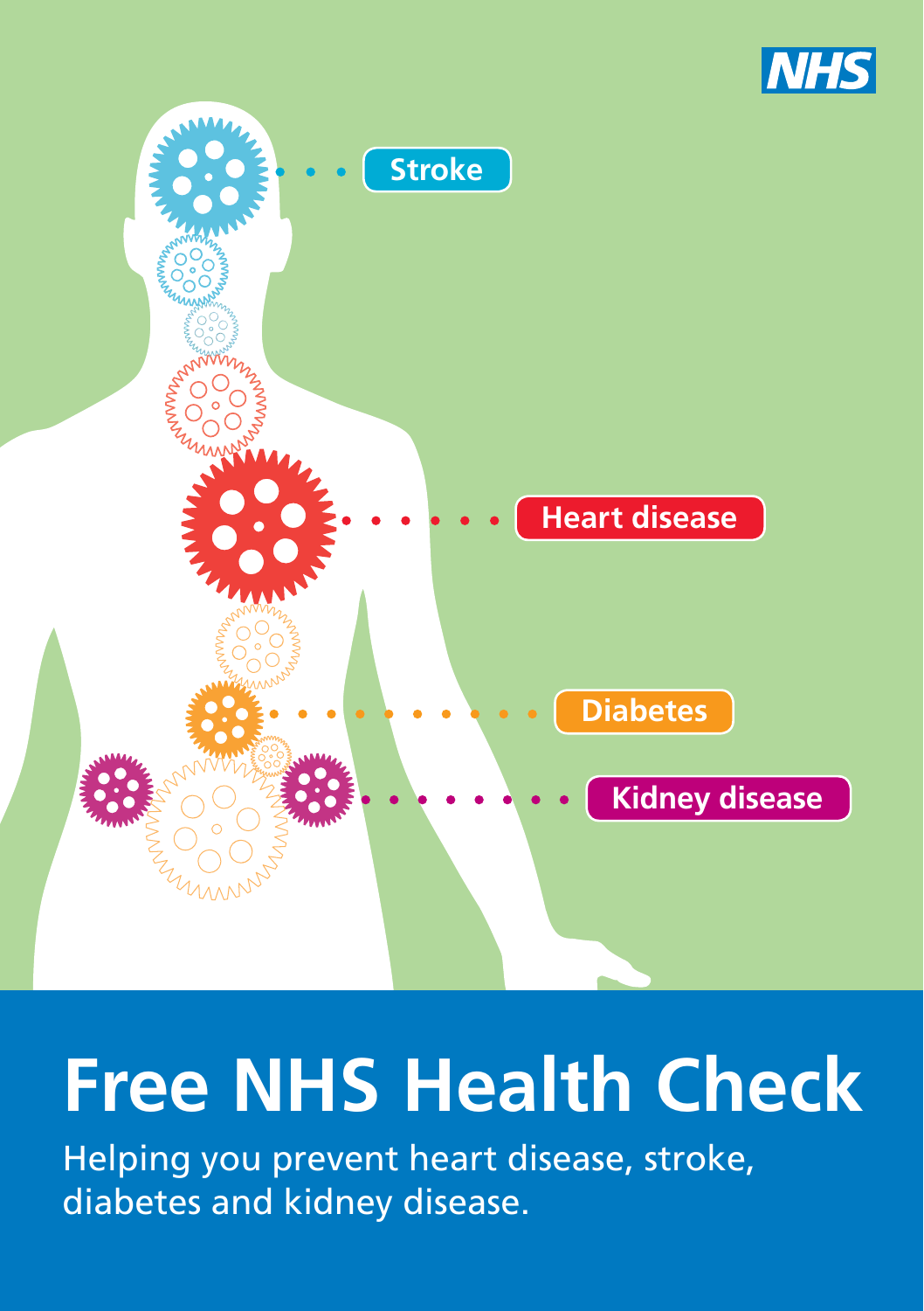NHS

Stroke

Heart disease

Diabetes

Kidney disease

# Free NHS Health Check

Helping you prevent heart disease, stroke, diabetes and kidney disease.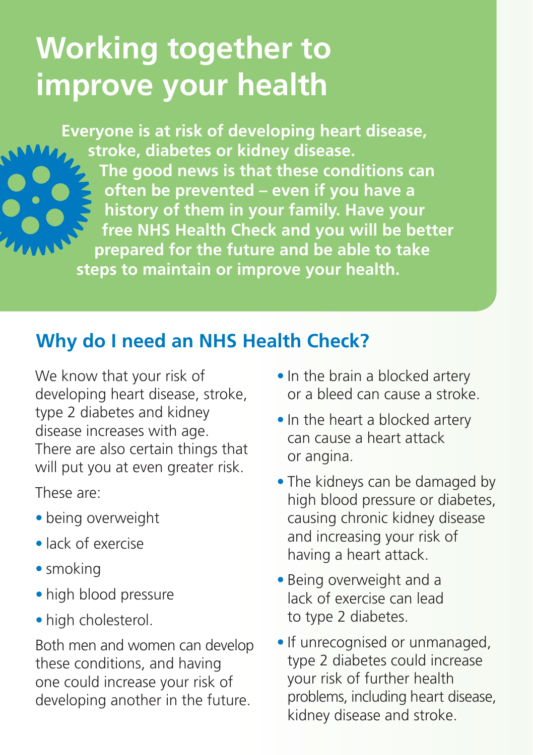# Working together to improve your health

**Everyone is at risk of developing heart disease, stroke, diabetes or kidney disease. The good news is that these conditions can often be prevented – even if you have a history of them in your family. Have your free NHS Health Check and you will be better prepared for the future and be able to take steps to maintain or improve your health.**

## Why do I need an NHS Health Check?

We know that your risk of developing heart disease, stroke, type 2 diabetes and kidney disease increases with age. There are also certain things that will put you at even greater risk.

These are:

- being overweight
- lack of exercise
- smoking
- high blood pressure
- high cholesterol.

Both men and women can develop these conditions, and having one could increase your risk of developing another in the future.

- In the brain a blocked artery or a bleed can cause a stroke.
- In the heart a blocked artery can cause a heart attack or angina.
- The kidneys can be damaged by high blood pressure or diabetes, causing chronic kidney disease and increasing your risk of having a heart attack.
- Being overweight and a lack of exercise can lead to type 2 diabetes.
- If unrecognised or unmanaged, type 2 diabetes could increase your risk of further health problems, including heart disease, kidney disease and stroke.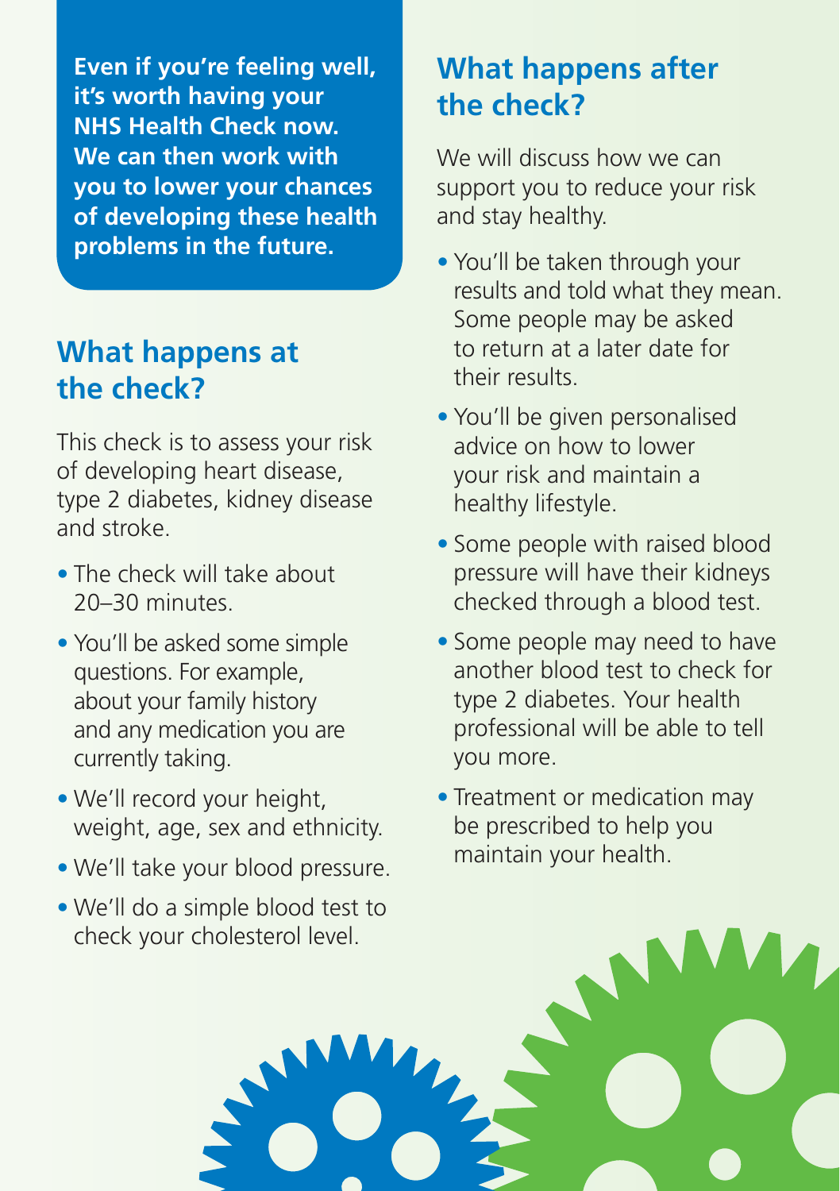**Even if you're feeling well, it's worth having your NHS Health Check now. We can then work with you to lower your chances of developing these health problems in the future.**

## What happens at the check?

This check is to assess your risk of developing heart disease, type 2 diabetes, kidney disease and stroke.

- The check will take about 20–30 minutes.
- You'll be asked some simple questions. For example, about your family history and any medication you are currently taking.
- We'll record your height, weight, age, sex and ethnicity.
- We'll take your blood pressure.
- We'll do a simple blood test to check your cholesterol level.

## What happens after the check?

We will discuss how we can support you to reduce your risk and stay healthy.

- You'll be taken through your results and told what they mean. Some people may be asked to return at a later date for their results.
- You'll be given personalised advice on how to lower your risk and maintain a healthy lifestyle.
- Some people with raised blood pressure will have their kidneys checked through a blood test.
- Some people may need to have another blood test to check for type 2 diabetes. Your health professional will be able to tell you more.
- Treatment or medication may be prescribed to help you maintain your health.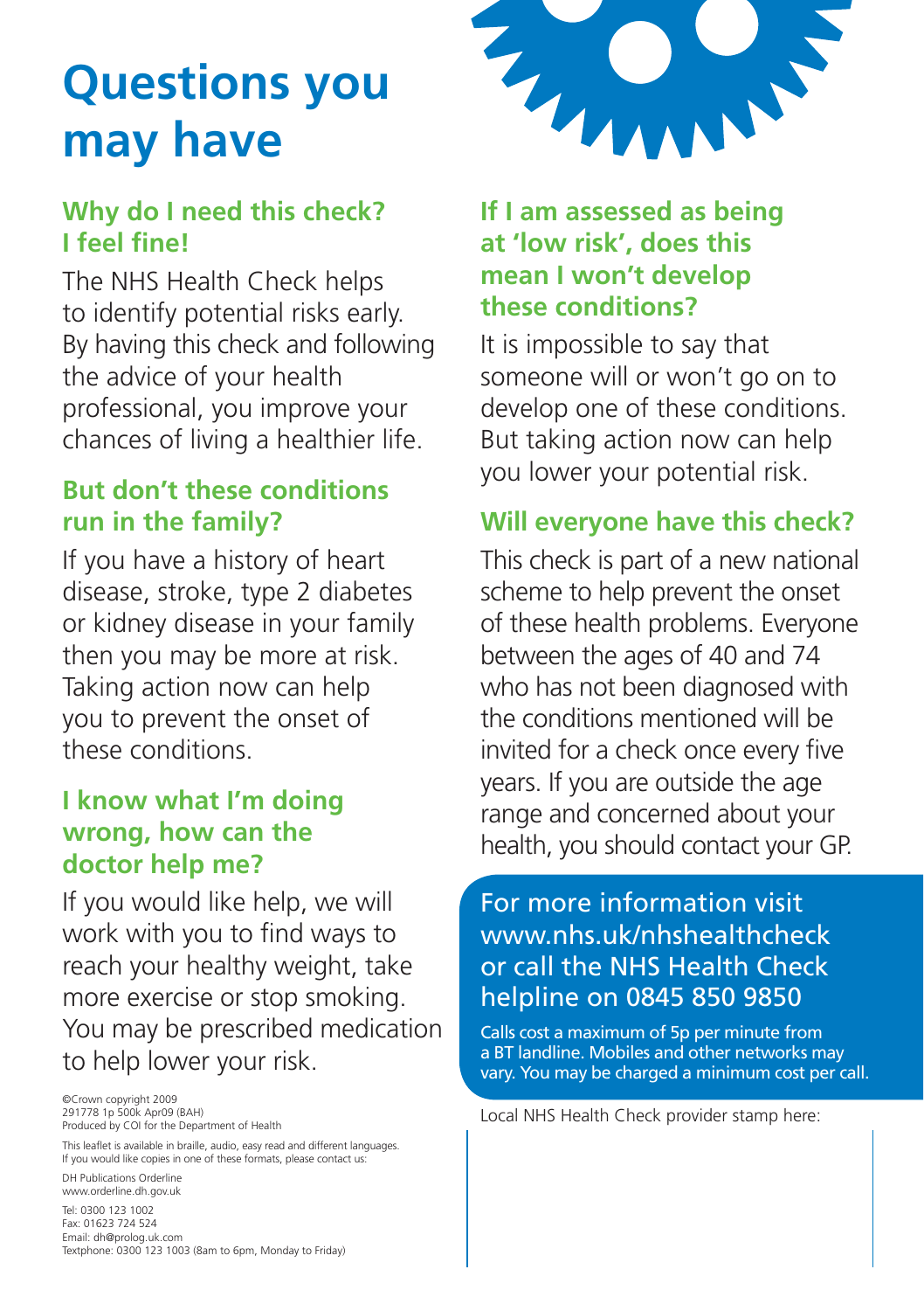# Questions you may have

## Why do I need this check? I feel fine!

The NHS Health Check helps to identify potential risks early. By having this check and following the advice of your health professional, you improve your chances of living a healthier life.

## But don't these conditions run in the family?

If you have a history of heart disease, stroke, type 2 diabetes or kidney disease in your family then you may be more at risk. Taking action now can help you to prevent the onset of these conditions.

## I know what I'm doing wrong, how can the doctor help me?

If you would like help, we will work with you to find ways to reach your healthy weight, take more exercise or stop smoking. You may be prescribed medication to help lower your risk.

©Crown copyright 2009
291778 1p 500k Apr09 (BAH)
Produced by COI for the Department of Health

This leaflet is available in braille, audio, easy read and different languages.
If you would like copies in one of these formats, please contact us:

DH Publications Orderline
www.orderline.dh.gov.uk

Tel: 0300 123 1002
Fax: 01623 724 524
Email: dh@prolog.uk.com
Textphone: 0300 123 1003 (8am to 6pm, Monday to Friday)

## If I am assessed as being at 'low risk', does this mean I won't develop these conditions?

It is impossible to say that someone will or won't go on to develop one of these conditions. But taking action now can help you lower your potential risk.

## Will everyone have this check?

This check is part of a new national scheme to help prevent the onset of these health problems. Everyone between the ages of 40 and 74 who has not been diagnosed with the conditions mentioned will be invited for a check once every five years. If you are outside the age range and concerned about your health, you should contact your GP.

**For more information visit www.nhs.uk/nhshealthcheck or call the NHS Health Check helpline on 0845 850 9850**

Calls cost a maximum of 5p per minute from a BT landline. Mobiles and other networks may vary. You may be charged a minimum cost per call.

Local NHS Health Check provider stamp here: